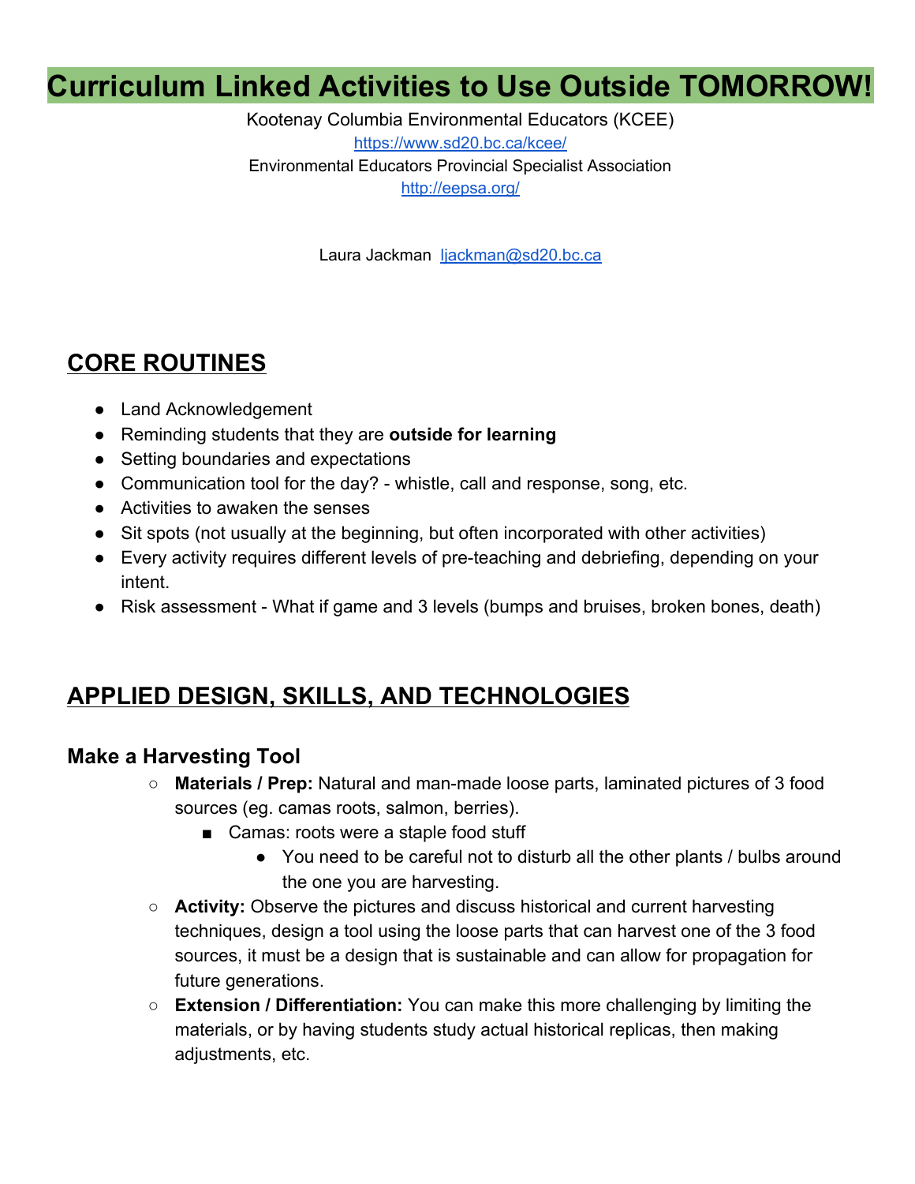# Curriculum Linked Activities to Use Outside TOMORROW!

Kootenay Columbia Environmental Educators (KCEE)
https://www.sd20.bc.ca/kcee/
Environmental Educators Provincial Specialist Association
http://eepsa.org/

Laura Jackman ljackman@sd20.bc.ca

## CORE ROUTINES

- Land Acknowledgement
- Reminding students that they are **outside for learning**
- Setting boundaries and expectations
- Communication tool for the day? - whistle, call and response, song, etc.
- Activities to awaken the senses
- Sit spots (not usually at the beginning, but often incorporated with other activities)
- Every activity requires different levels of pre-teaching and debriefing, depending on your intent.
- Risk assessment - What if game and 3 levels (bumps and bruises, broken bones, death)

## APPLIED DESIGN, SKILLS, AND TECHNOLOGIES

### Make a Harvesting Tool

- **Materials / Prep:** Natural and man-made loose parts, laminated pictures of 3 food sources (eg. camas roots, salmon, berries).
  - Camas: roots were a staple food stuff
    - You need to be careful not to disturb all the other plants / bulbs around the one you are harvesting.
- **Activity:** Observe the pictures and discuss historical and current harvesting techniques, design a tool using the loose parts that can harvest one of the 3 food sources, it must be a design that is sustainable and can allow for propagation for future generations.
- **Extension / Differentiation:** You can make this more challenging by limiting the materials, or by having students study actual historical replicas, then making adjustments, etc.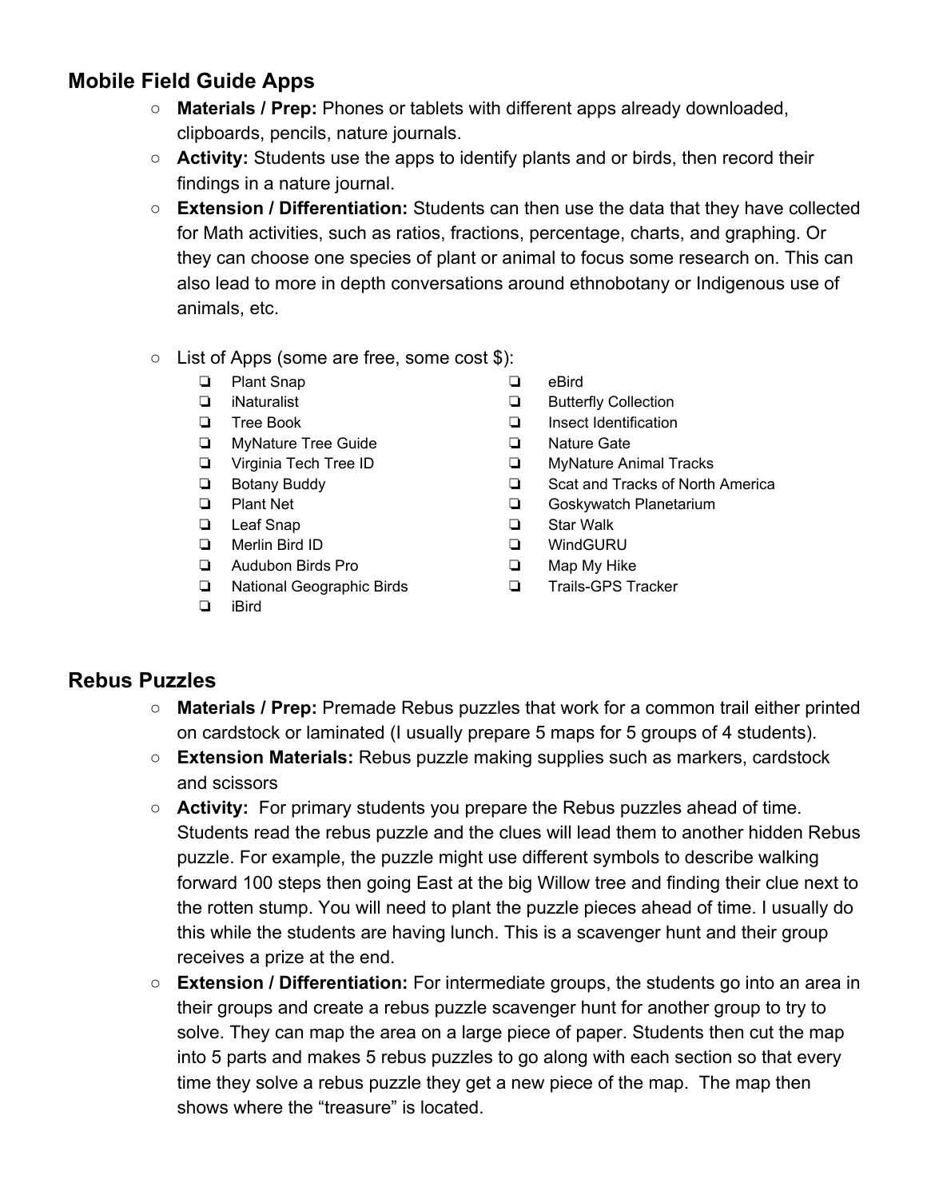## Mobile Field Guide Apps

- **Materials / Prep:** Phones or tablets with different apps already downloaded, clipboards, pencils, nature journals.
- **Activity:** Students use the apps to identify plants and or birds, then record their findings in a nature journal.
- **Extension / Differentiation:** Students can then use the data that they have collected for Math activities, such as ratios, fractions, percentage, charts, and graphing. Or they can choose one species of plant or animal to focus some research on. This can also lead to more in depth conversations around ethnobotany or Indigenous use of animals, etc.

- List of Apps (some are free, some cost $):
    - Plant Snap
    - iNaturalist
    - Tree Book
    - MyNature Tree Guide
    - Virginia Tech Tree ID
    - Botany Buddy
    - Plant Net
    - Leaf Snap
    - Merlin Bird ID
    - Audubon Birds Pro
    - National Geographic Birds
    - iBird
    - eBird
    - Butterfly Collection
    - Insect Identification
    - Nature Gate
    - MyNature Animal Tracks
    - Scat and Tracks of North America
    - Goskywatch Planetarium
    - Star Walk
    - WindGURU
    - Map My Hike
    - Trails-GPS Tracker

## Rebus Puzzles

- **Materials / Prep:** Premade Rebus puzzles that work for a common trail either printed on cardstock or laminated (I usually prepare 5 maps for 5 groups of 4 students).
- **Extension Materials:** Rebus puzzle making supplies such as markers, cardstock and scissors
- **Activity:** For primary students you prepare the Rebus puzzles ahead of time. Students read the rebus puzzle and the clues will lead them to another hidden Rebus puzzle. For example, the puzzle might use different symbols to describe walking forward 100 steps then going East at the big Willow tree and finding their clue next to the rotten stump. You will need to plant the puzzle pieces ahead of time. I usually do this while the students are having lunch. This is a scavenger hunt and their group receives a prize at the end.
- **Extension / Differentiation:** For intermediate groups, the students go into an area in their groups and create a rebus puzzle scavenger hunt for another group to try to solve. They can map the area on a large piece of paper. Students then cut the map into 5 parts and makes 5 rebus puzzles to go along with each section so that every time they solve a rebus puzzle they get a new piece of the map. The map then shows where the "treasure" is located.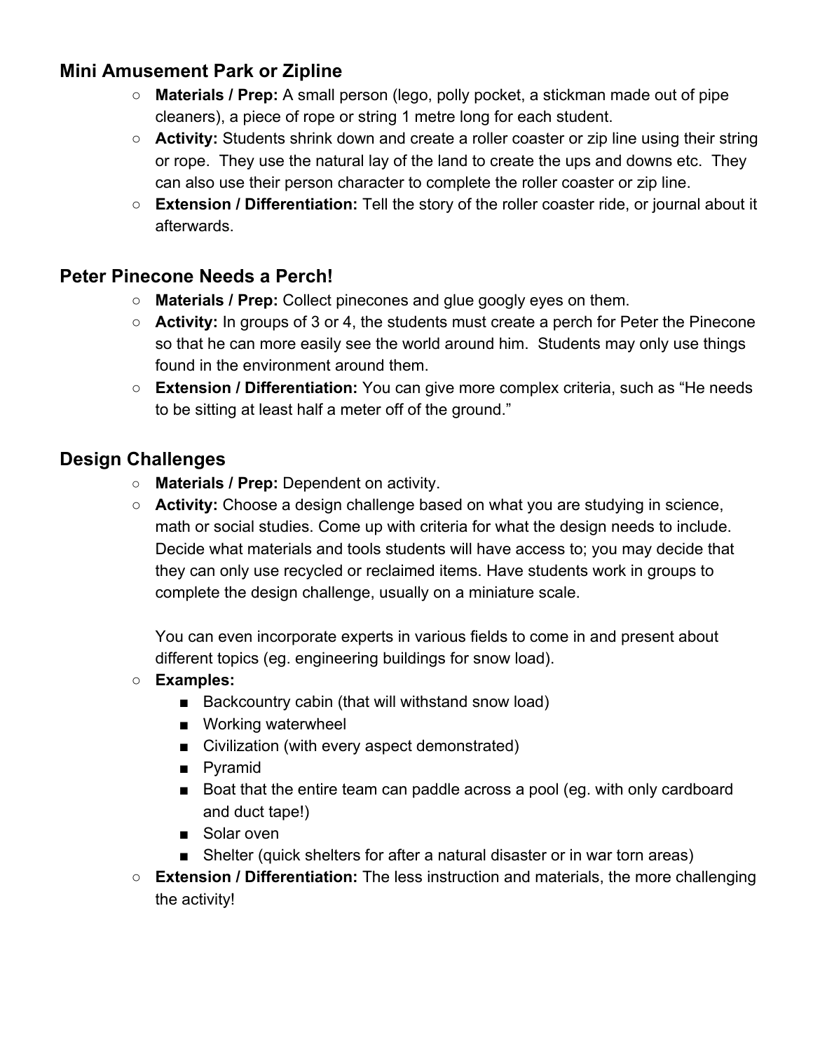## Mini Amusement Park or Zipline

- **Materials / Prep:** A small person (lego, polly pocket, a stickman made out of pipe cleaners), a piece of rope or string 1 metre long for each student.
- **Activity:** Students shrink down and create a roller coaster or zip line using their string or rope. They use the natural lay of the land to create the ups and downs etc. They can also use their person character to complete the roller coaster or zip line.
- **Extension / Differentiation:** Tell the story of the roller coaster ride, or journal about it afterwards.

## Peter Pinecone Needs a Perch!

- **Materials / Prep:** Collect pinecones and glue googly eyes on them.
- **Activity:** In groups of 3 or 4, the students must create a perch for Peter the Pinecone so that he can more easily see the world around him. Students may only use things found in the environment around them.
- **Extension / Differentiation:** You can give more complex criteria, such as "He needs to be sitting at least half a meter off of the ground."

## Design Challenges

- **Materials / Prep:** Dependent on activity.
- **Activity:** Choose a design challenge based on what you are studying in science, math or social studies. Come up with criteria for what the design needs to include. Decide what materials and tools students will have access to; you may decide that they can only use recycled or reclaimed items. Have students work in groups to complete the design challenge, usually on a miniature scale.

  You can even incorporate experts in various fields to come in and present about different topics (eg. engineering buildings for snow load).
- **Examples:**
  - Backcountry cabin (that will withstand snow load)
  - Working waterwheel
  - Civilization (with every aspect demonstrated)
  - Pyramid
  - Boat that the entire team can paddle across a pool (eg. with only cardboard and duct tape!)
  - Solar oven
  - Shelter (quick shelters for after a natural disaster or in war torn areas)
- **Extension / Differentiation:** The less instruction and materials, the more challenging the activity!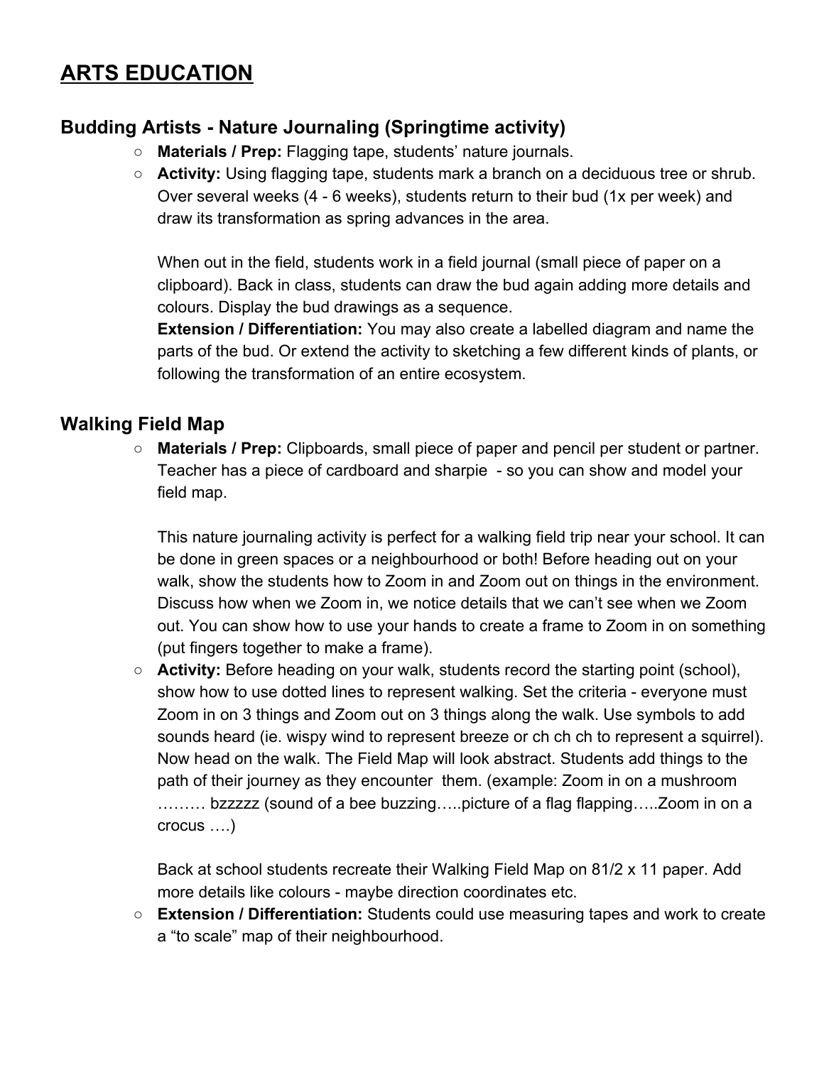# ARTS EDUCATION

## Budding Artists - Nature Journaling (Springtime activity)

- **Materials / Prep:** Flagging tape, students' nature journals.
- **Activity:** Using flagging tape, students mark a branch on a deciduous tree or shrub. Over several weeks (4 - 6 weeks), students return to their bud (1x per week) and draw its transformation as spring advances in the area.

  When out in the field, students work in a field journal (small piece of paper on a clipboard). Back in class, students can draw the bud again adding more details and colours. Display the bud drawings as a sequence.

  **Extension / Differentiation:** You may also create a labelled diagram and name the parts of the bud. Or extend the activity to sketching a few different kinds of plants, or following the transformation of an entire ecosystem.

## Walking Field Map

- **Materials / Prep:** Clipboards, small piece of paper and pencil per student or partner. Teacher has a piece of cardboard and sharpie - so you can show and model your field map.

  This nature journaling activity is perfect for a walking field trip near your school. It can be done in green spaces or a neighbourhood or both! Before heading out on your walk, show the students how to Zoom in and Zoom out on things in the environment. Discuss how when we Zoom in, we notice details that we can't see when we Zoom out. You can show how to use your hands to create a frame to Zoom in on something (put fingers together to make a frame).
- **Activity:** Before heading on your walk, students record the starting point (school), show how to use dotted lines to represent walking. Set the criteria - everyone must Zoom in on 3 things and Zoom out on 3 things along the walk. Use symbols to add sounds heard (ie. wispy wind to represent breeze or ch ch ch to represent a squirrel). Now head on the walk. The Field Map will look abstract. Students add things to the path of their journey as they encounter them. (example: Zoom in on a mushroom ……… bzzzzz (sound of a bee buzzing…..picture of a flag flapping…..Zoom in on a crocus ….)

  Back at school students recreate their Walking Field Map on 81/2 x 11 paper. Add more details like colours - maybe direction coordinates etc.
- **Extension / Differentiation:** Students could use measuring tapes and work to create a "to scale" map of their neighbourhood.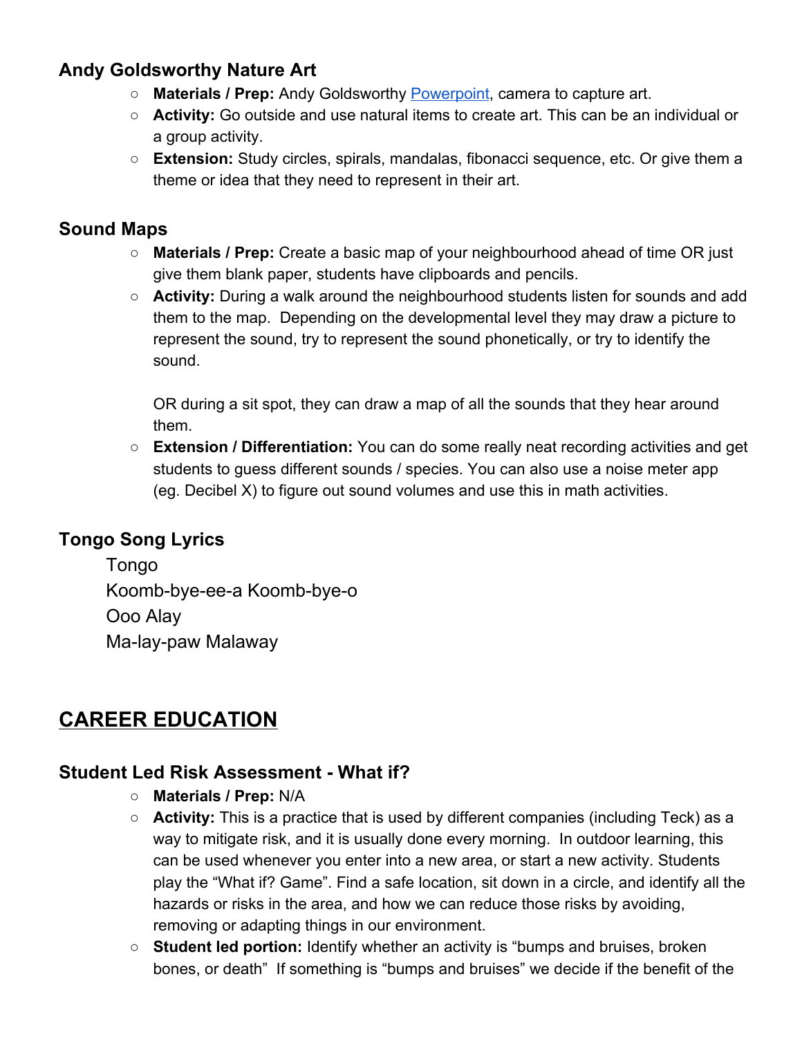### Andy Goldsworthy Nature Art

- **Materials / Prep:** Andy Goldsworthy Powerpoint, camera to capture art.
- **Activity:** Go outside and use natural items to create art. This can be an individual or a group activity.
- **Extension:** Study circles, spirals, mandalas, fibonacci sequence, etc. Or give them a theme or idea that they need to represent in their art.

### Sound Maps

- **Materials / Prep:** Create a basic map of your neighbourhood ahead of time OR just give them blank paper, students have clipboards and pencils.
- **Activity:** During a walk around the neighbourhood students listen for sounds and add them to the map. Depending on the developmental level they may draw a picture to represent the sound, try to represent the sound phonetically, or try to identify the sound.

  OR during a sit spot, they can draw a map of all the sounds that they hear around them.
- **Extension / Differentiation:** You can do some really neat recording activities and get students to guess different sounds / species. You can also use a noise meter app (eg. Decibel X) to figure out sound volumes and use this in math activities.

### Tongo Song Lyrics

Tongo
Koomb-bye-ee-a Koomb-bye-o
Ooo Alay
Ma-lay-paw Malaway

## CAREER EDUCATION

### Student Led Risk Assessment - What if?

- **Materials / Prep:** N/A
- **Activity:** This is a practice that is used by different companies (including Teck) as a way to mitigate risk, and it is usually done every morning. In outdoor learning, this can be used whenever you enter into a new area, or start a new activity. Students play the "What if? Game". Find a safe location, sit down in a circle, and identify all the hazards or risks in the area, and how we can reduce those risks by avoiding, removing or adapting things in our environment.
- **Student led portion:** Identify whether an activity is "bumps and bruises, broken bones, or death" If something is "bumps and bruises" we decide if the benefit of the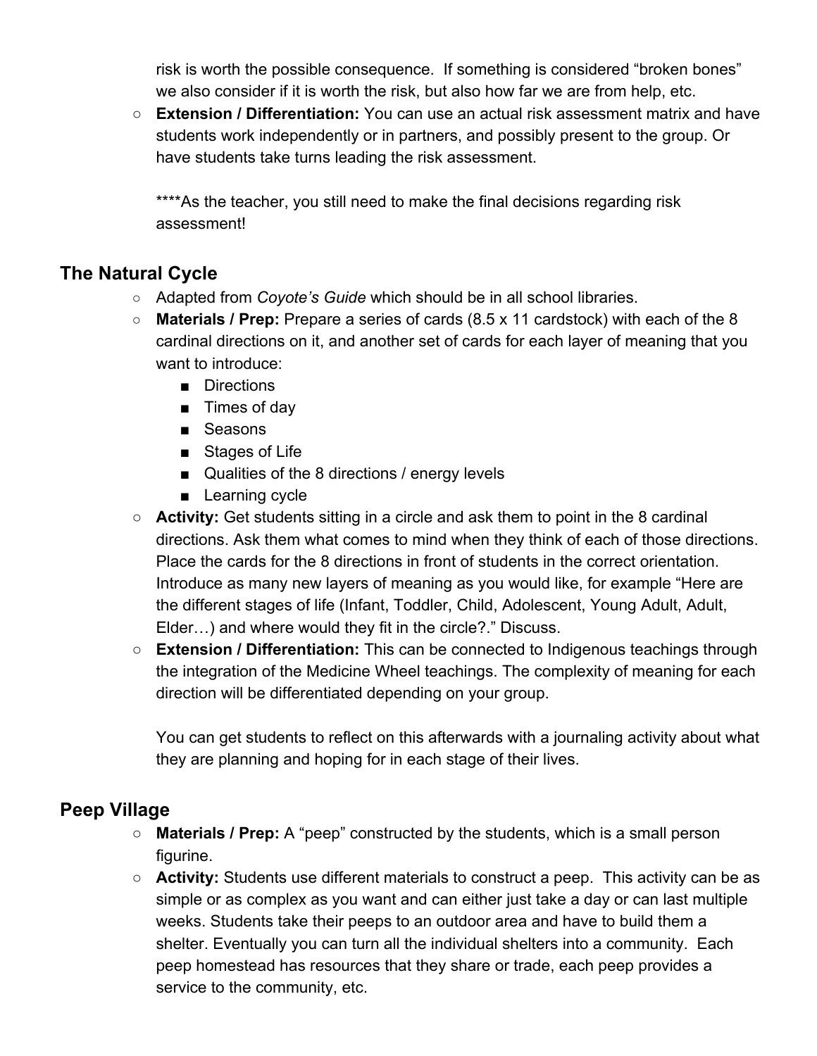risk is worth the possible consequence.  If something is considered "broken bones" we also consider if it is worth the risk, but also how far we are from help, etc.

- **Extension / Differentiation:** You can use an actual risk assessment matrix and have students work independently or in partners, and possibly present to the group. Or have students take turns leading the risk assessment.

  ****As the teacher, you still need to make the final decisions regarding risk assessment!

## The Natural Cycle

- Adapted from *Coyote's Guide* which should be in all school libraries.
- **Materials / Prep:** Prepare a series of cards (8.5 x 11 cardstock) with each of the 8 cardinal directions on it, and another set of cards for each layer of meaning that you want to introduce:
  - Directions
  - Times of day
  - Seasons
  - Stages of Life
  - Qualities of the 8 directions / energy levels
  - Learning cycle
- **Activity:** Get students sitting in a circle and ask them to point in the 8 cardinal directions. Ask them what comes to mind when they think of each of those directions. Place the cards for the 8 directions in front of students in the correct orientation. Introduce as many new layers of meaning as you would like, for example "Here are the different stages of life (Infant, Toddler, Child, Adolescent, Young Adult, Adult, Elder…) and where would they fit in the circle?." Discuss.
- **Extension / Differentiation:** This can be connected to Indigenous teachings through the integration of the Medicine Wheel teachings. The complexity of meaning for each direction will be differentiated depending on your group.

  You can get students to reflect on this afterwards with a journaling activity about what they are planning and hoping for in each stage of their lives.

## Peep Village

- **Materials / Prep:** A "peep" constructed by the students, which is a small person figurine.
- **Activity:** Students use different materials to construct a peep.  This activity can be as simple or as complex as you want and can either just take a day or can last multiple weeks. Students take their peeps to an outdoor area and have to build them a shelter. Eventually you can turn all the individual shelters into a community.  Each peep homestead has resources that they share or trade, each peep provides a service to the community, etc.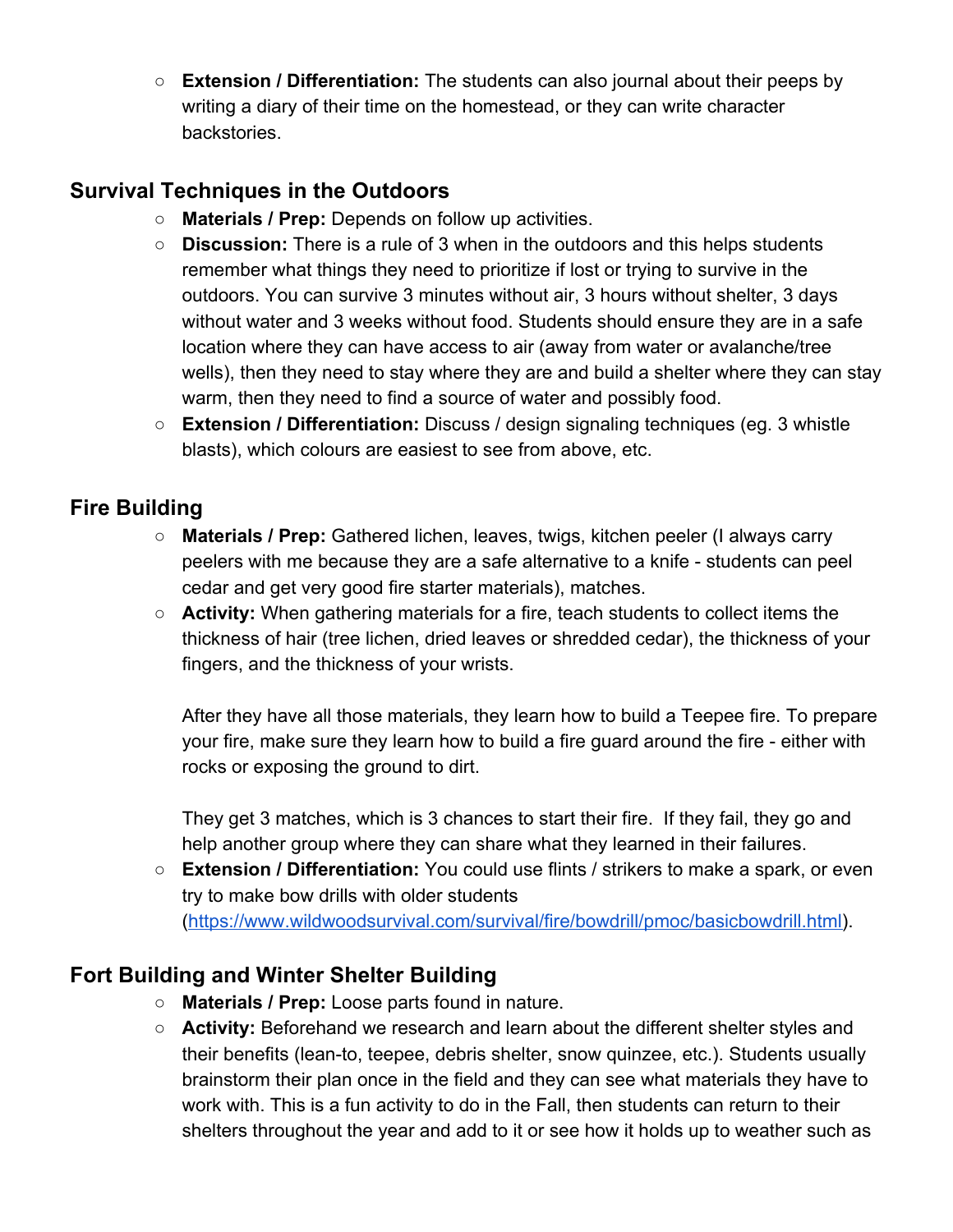- **Extension / Differentiation:** The students can also journal about their peeps by writing a diary of their time on the homestead, or they can write character backstories.

## Survival Techniques in the Outdoors

- **Materials / Prep:** Depends on follow up activities.
- **Discussion:** There is a rule of 3 when in the outdoors and this helps students remember what things they need to prioritize if lost or trying to survive in the outdoors. You can survive 3 minutes without air, 3 hours without shelter, 3 days without water and 3 weeks without food. Students should ensure they are in a safe location where they can have access to air (away from water or avalanche/tree wells), then they need to stay where they are and build a shelter where they can stay warm, then they need to find a source of water and possibly food.
- **Extension / Differentiation:** Discuss / design signaling techniques (eg. 3 whistle blasts), which colours are easiest to see from above, etc.

## Fire Building

- **Materials / Prep:** Gathered lichen, leaves, twigs, kitchen peeler (I always carry peelers with me because they are a safe alternative to a knife - students can peel cedar and get very good fire starter materials), matches.
- **Activity:** When gathering materials for a fire, teach students to collect items the thickness of hair (tree lichen, dried leaves or shredded cedar), the thickness of your fingers, and the thickness of your wrists.

  After they have all those materials, they learn how to build a Teepee fire. To prepare your fire, make sure they learn how to build a fire guard around the fire - either with rocks or exposing the ground to dirt.

  They get 3 matches, which is 3 chances to start their fire. If they fail, they go and help another group where they can share what they learned in their failures.
- **Extension / Differentiation:** You could use flints / strikers to make a spark, or even try to make bow drills with older students (https://www.wildwoodsurvival.com/survival/fire/bowdrill/pmoc/basicbowdrill.html).

## Fort Building and Winter Shelter Building

- **Materials / Prep:** Loose parts found in nature.
- **Activity:** Beforehand we research and learn about the different shelter styles and their benefits (lean-to, teepee, debris shelter, snow quinzee, etc.). Students usually brainstorm their plan once in the field and they can see what materials they have to work with. This is a fun activity to do in the Fall, then students can return to their shelters throughout the year and add to it or see how it holds up to weather such as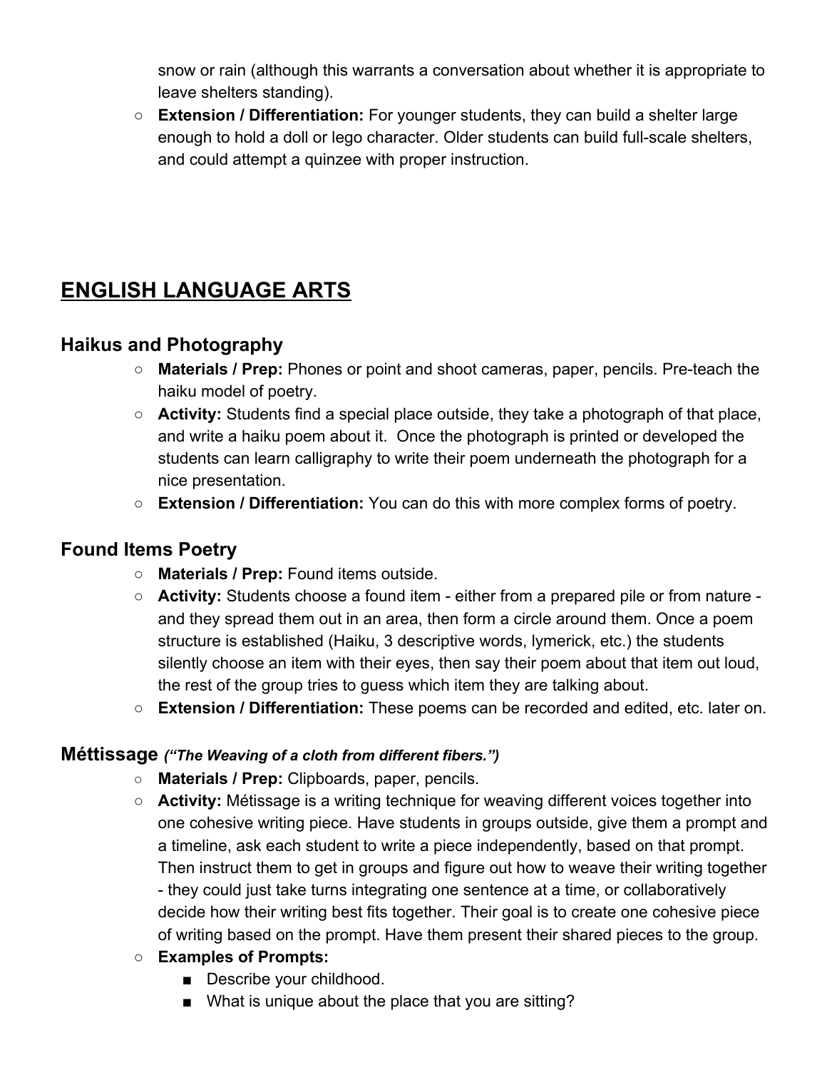snow or rain (although this warrants a conversation about whether it is appropriate to leave shelters standing).

- **Extension / Differentiation:** For younger students, they can build a shelter large enough to hold a doll or lego character. Older students can build full-scale shelters, and could attempt a quinzee with proper instruction.

# ENGLISH LANGUAGE ARTS

## Haikus and Photography

- **Materials / Prep:** Phones or point and shoot cameras, paper, pencils. Pre-teach the haiku model of poetry.
- **Activity:** Students find a special place outside, they take a photograph of that place, and write a haiku poem about it. Once the photograph is printed or developed the students can learn calligraphy to write their poem underneath the photograph for a nice presentation.
- **Extension / Differentiation:** You can do this with more complex forms of poetry.

## Found Items Poetry

- **Materials / Prep:** Found items outside.
- **Activity:** Students choose a found item - either from a prepared pile or from nature - and they spread them out in an area, then form a circle around them. Once a poem structure is established (Haiku, 3 descriptive words, lymerick, etc.) the students silently choose an item with their eyes, then say their poem about that item out loud, the rest of the group tries to guess which item they are talking about.
- **Extension / Differentiation:** These poems can be recorded and edited, etc. later on.

## Méttissage ***("The Weaving of a cloth from different fibers.")***

- **Materials / Prep:** Clipboards, paper, pencils.
- **Activity:** Métissage is a writing technique for weaving different voices together into one cohesive writing piece. Have students in groups outside, give them a prompt and a timeline, ask each student to write a piece independently, based on that prompt. Then instruct them to get in groups and figure out how to weave their writing together - they could just take turns integrating one sentence at a time, or collaboratively decide how their writing best fits together. Their goal is to create one cohesive piece of writing based on the prompt. Have them present their shared pieces to the group.
- **Examples of Prompts:**
  - Describe your childhood.
  - What is unique about the place that you are sitting?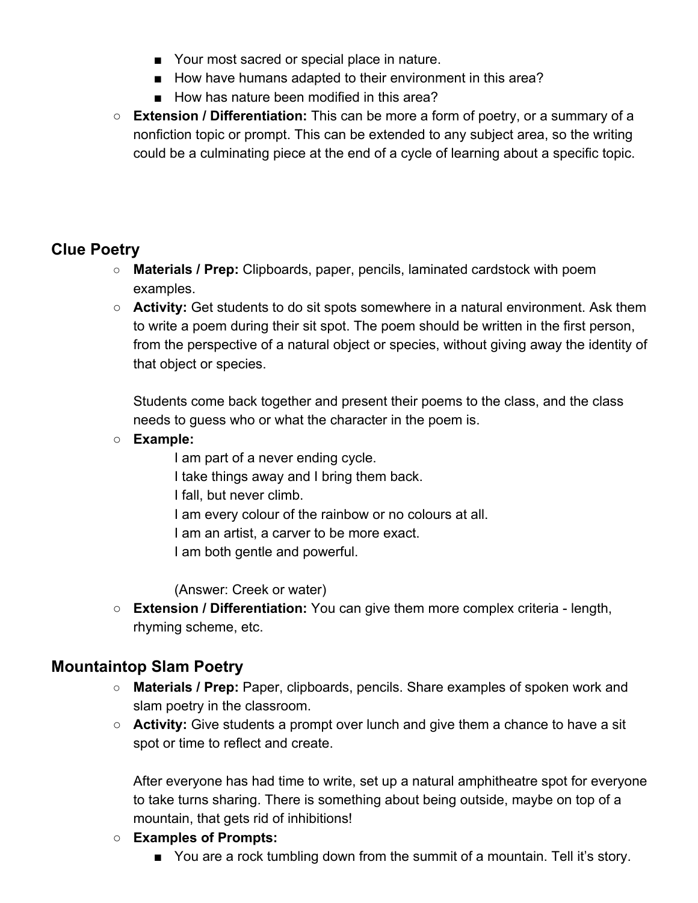- Your most sacred or special place in nature.
    - How have humans adapted to their environment in this area?
    - How has nature been modified in this area?
- **Extension / Differentiation:** This can be more a form of poetry, or a summary of a nonfiction topic or prompt. This can be extended to any subject area, so the writing could be a culminating piece at the end of a cycle of learning about a specific topic.

## Clue Poetry

- **Materials / Prep:** Clipboards, paper, pencils, laminated cardstock with poem examples.
- **Activity:** Get students to do sit spots somewhere in a natural environment. Ask them to write a poem during their sit spot. The poem should be written in the first person, from the perspective of a natural object or species, without giving away the identity of that object or species.

  Students come back together and present their poems to the class, and the class needs to guess who or what the character in the poem is.
- **Example:**

  I am part of a never ending cycle.
  I take things away and I bring them back.
  I fall, but never climb.
  I am every colour of the rainbow or no colours at all.
  I am an artist, a carver to be more exact.
  I am both gentle and powerful.

  (Answer: Creek or water)
- **Extension / Differentiation:** You can give them more complex criteria - length, rhyming scheme, etc.

## Mountaintop Slam Poetry

- **Materials / Prep:** Paper, clipboards, pencils. Share examples of spoken work and slam poetry in the classroom.
- **Activity:** Give students a prompt over lunch and give them a chance to have a sit spot or time to reflect and create.

  After everyone has had time to write, set up a natural amphitheatre spot for everyone to take turns sharing. There is something about being outside, maybe on top of a mountain, that gets rid of inhibitions!
- **Examples of Prompts:**
    - You are a rock tumbling down from the summit of a mountain. Tell it's story.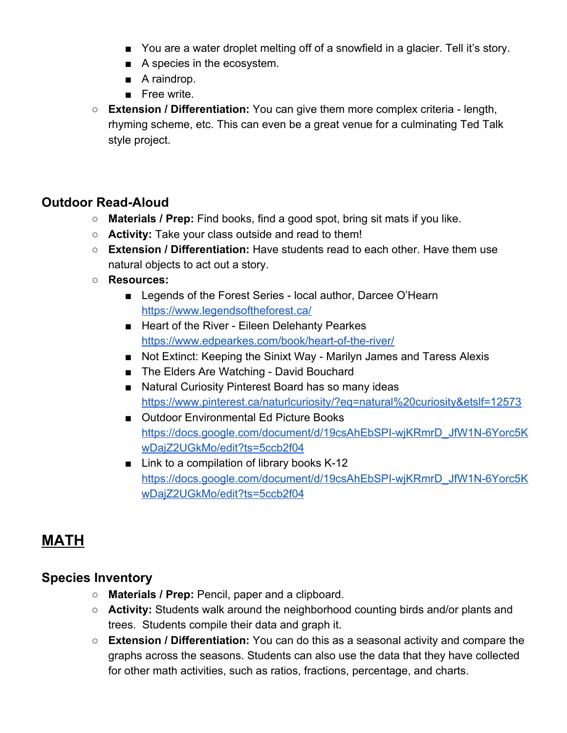- You are a water droplet melting off of a snowfield in a glacier. Tell it's story.
    - A species in the ecosystem.
    - A raindrop.
    - Free write.
- **Extension / Differentiation:** You can give them more complex criteria - length, rhyming scheme, etc. This can even be a great venue for a culminating Ted Talk style project.

### Outdoor Read-Aloud

- **Materials / Prep:** Find books, find a good spot, bring sit mats if you like.
- **Activity:** Take your class outside and read to them!
- **Extension / Differentiation:** Have students read to each other. Have them use natural objects to act out a story.
- **Resources:**
    - Legends of the Forest Series - local author, Darcee O'Hearn [https://www.legendsoftheforest.ca/](https://www.legendsoftheforest.ca/)
    - Heart of the River - Eileen Delehanty Pearkes [https://www.edpearkes.com/book/heart-of-the-river/](https://www.edpearkes.com/book/heart-of-the-river/)
    - Not Extinct: Keeping the Sinixt Way - Marilyn James and Taress Alexis
    - The Elders Are Watching - David Bouchard
    - Natural Curiosity Pinterest Board has so many ideas [https://www.pinterest.ca/naturlcuriosity/?eq=natural%20curiosity&etslf=12573](https://www.pinterest.ca/naturlcuriosity/?eq=natural%20curiosity&etslf=12573)
    - Outdoor Environmental Ed Picture Books [https://docs.google.com/document/d/19csAhEbSPI-wjKRmrD_JfW1N-6Yorc5KwDajZ2UGkMo/edit?ts=5ccb2f04](https://docs.google.com/document/d/19csAhEbSPI-wjKRmrD_JfW1N-6Yorc5KwDajZ2UGkMo/edit?ts=5ccb2f04)
    - Link to a compilation of library books K-12 [https://docs.google.com/document/d/19csAhEbSPI-wjKRmrD_JfW1N-6Yorc5KwDajZ2UGkMo/edit?ts=5ccb2f04](https://docs.google.com/document/d/19csAhEbSPI-wjKRmrD_JfW1N-6Yorc5KwDajZ2UGkMo/edit?ts=5ccb2f04)

## MATH

### Species Inventory

- **Materials / Prep:** Pencil, paper and a clipboard.
- **Activity:** Students walk around the neighborhood counting birds and/or plants and trees. Students compile their data and graph it.
- **Extension / Differentiation:** You can do this as a seasonal activity and compare the graphs across the seasons. Students can also use the data that they have collected for other math activities, such as ratios, fractions, percentage, and charts.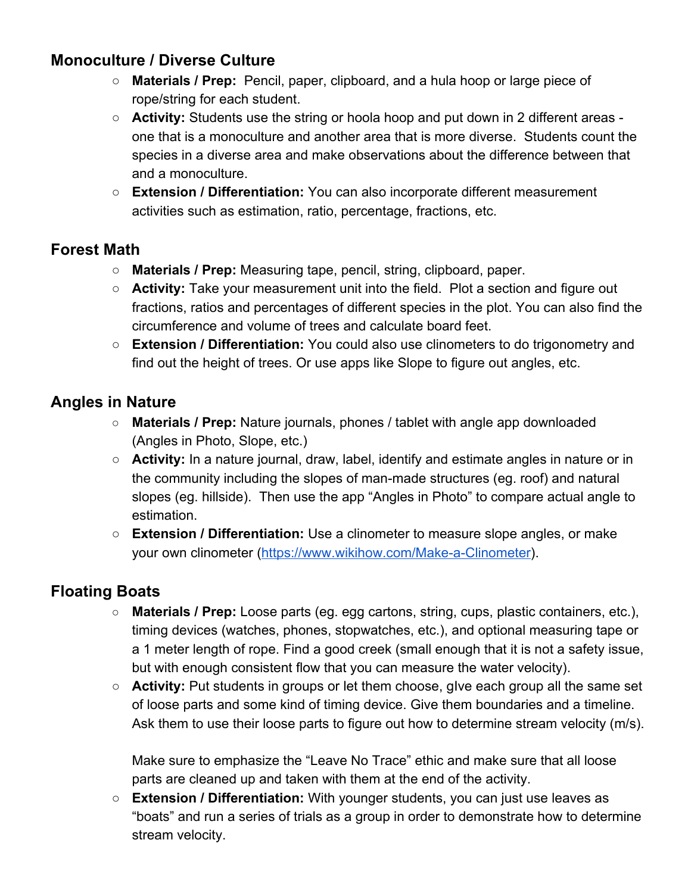## Monoculture / Diverse Culture

- **Materials / Prep:** Pencil, paper, clipboard, and a hula hoop or large piece of rope/string for each student.
- **Activity:** Students use the string or hoola hoop and put down in 2 different areas - one that is a monoculture and another area that is more diverse. Students count the species in a diverse area and make observations about the difference between that and a monoculture.
- **Extension / Differentiation:** You can also incorporate different measurement activities such as estimation, ratio, percentage, fractions, etc.

## Forest Math

- **Materials / Prep:** Measuring tape, pencil, string, clipboard, paper.
- **Activity:** Take your measurement unit into the field. Plot a section and figure out fractions, ratios and percentages of different species in the plot. You can also find the circumference and volume of trees and calculate board feet.
- **Extension / Differentiation:** You could also use clinometers to do trigonometry and find out the height of trees. Or use apps like Slope to figure out angles, etc.

## Angles in Nature

- **Materials / Prep:** Nature journals, phones / tablet with angle app downloaded (Angles in Photo, Slope, etc.)
- **Activity:** In a nature journal, draw, label, identify and estimate angles in nature or in the community including the slopes of man-made structures (eg. roof) and natural slopes (eg. hillside). Then use the app "Angles in Photo" to compare actual angle to estimation.
- **Extension / Differentiation:** Use a clinometer to measure slope angles, or make your own clinometer (https://www.wikihow.com/Make-a-Clinometer).

## Floating Boats

- **Materials / Prep:** Loose parts (eg. egg cartons, string, cups, plastic containers, etc.), timing devices (watches, phones, stopwatches, etc.), and optional measuring tape or a 1 meter length of rope. Find a good creek (small enough that it is not a safety issue, but with enough consistent flow that you can measure the water velocity).
- **Activity:** Put students in groups or let them choose, gIve each group all the same set of loose parts and some kind of timing device. Give them boundaries and a timeline. Ask them to use their loose parts to figure out how to determine stream velocity (m/s).

  Make sure to emphasize the "Leave No Trace" ethic and make sure that all loose parts are cleaned up and taken with them at the end of the activity.
- **Extension / Differentiation:** With younger students, you can just use leaves as "boats" and run a series of trials as a group in order to demonstrate how to determine stream velocity.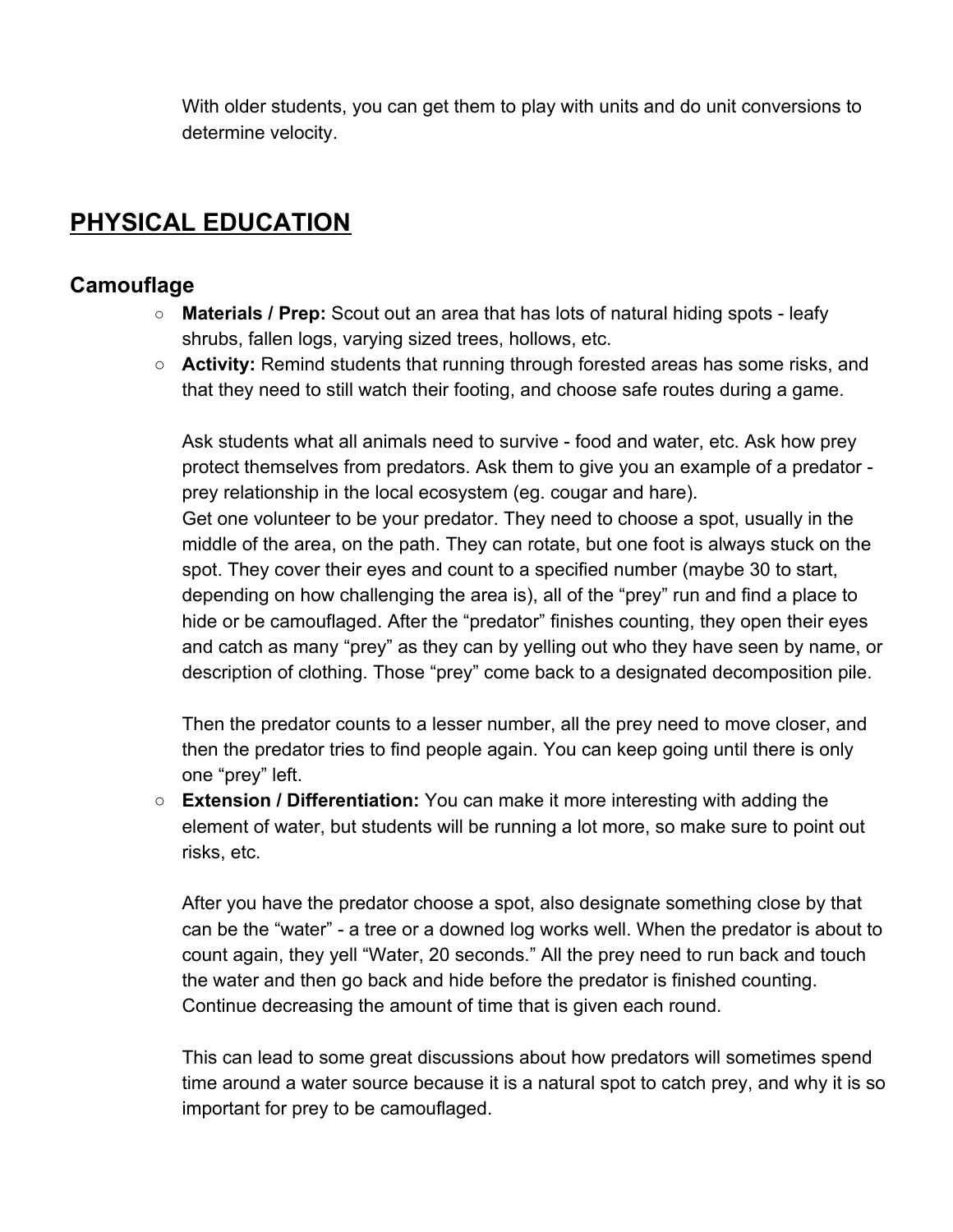With older students, you can get them to play with units and do unit conversions to determine velocity.

# PHYSICAL EDUCATION

## Camouflage

- **Materials / Prep:** Scout out an area that has lots of natural hiding spots - leafy shrubs, fallen logs, varying sized trees, hollows, etc.
- **Activity:** Remind students that running through forested areas has some risks, and that they need to still watch their footing, and choose safe routes during a game.

  Ask students what all animals need to survive - food and water, etc. Ask how prey protect themselves from predators. Ask them to give you an example of a predator - prey relationship in the local ecosystem (eg. cougar and hare).
  Get one volunteer to be your predator. They need to choose a spot, usually in the middle of the area, on the path. They can rotate, but one foot is always stuck on the spot. They cover their eyes and count to a specified number (maybe 30 to start, depending on how challenging the area is), all of the "prey" run and find a place to hide or be camouflaged. After the "predator" finishes counting, they open their eyes and catch as many "prey" as they can by yelling out who they have seen by name, or description of clothing. Those "prey" come back to a designated decomposition pile.

  Then the predator counts to a lesser number, all the prey need to move closer, and then the predator tries to find people again. You can keep going until there is only one "prey" left.
- **Extension / Differentiation:** You can make it more interesting with adding the element of water, but students will be running a lot more, so make sure to point out risks, etc.

  After you have the predator choose a spot, also designate something close by that can be the "water" - a tree or a downed log works well. When the predator is about to count again, they yell "Water, 20 seconds." All the prey need to run back and touch the water and then go back and hide before the predator is finished counting. Continue decreasing the amount of time that is given each round.

  This can lead to some great discussions about how predators will sometimes spend time around a water source because it is a natural spot to catch prey, and why it is so important for prey to be camouflaged.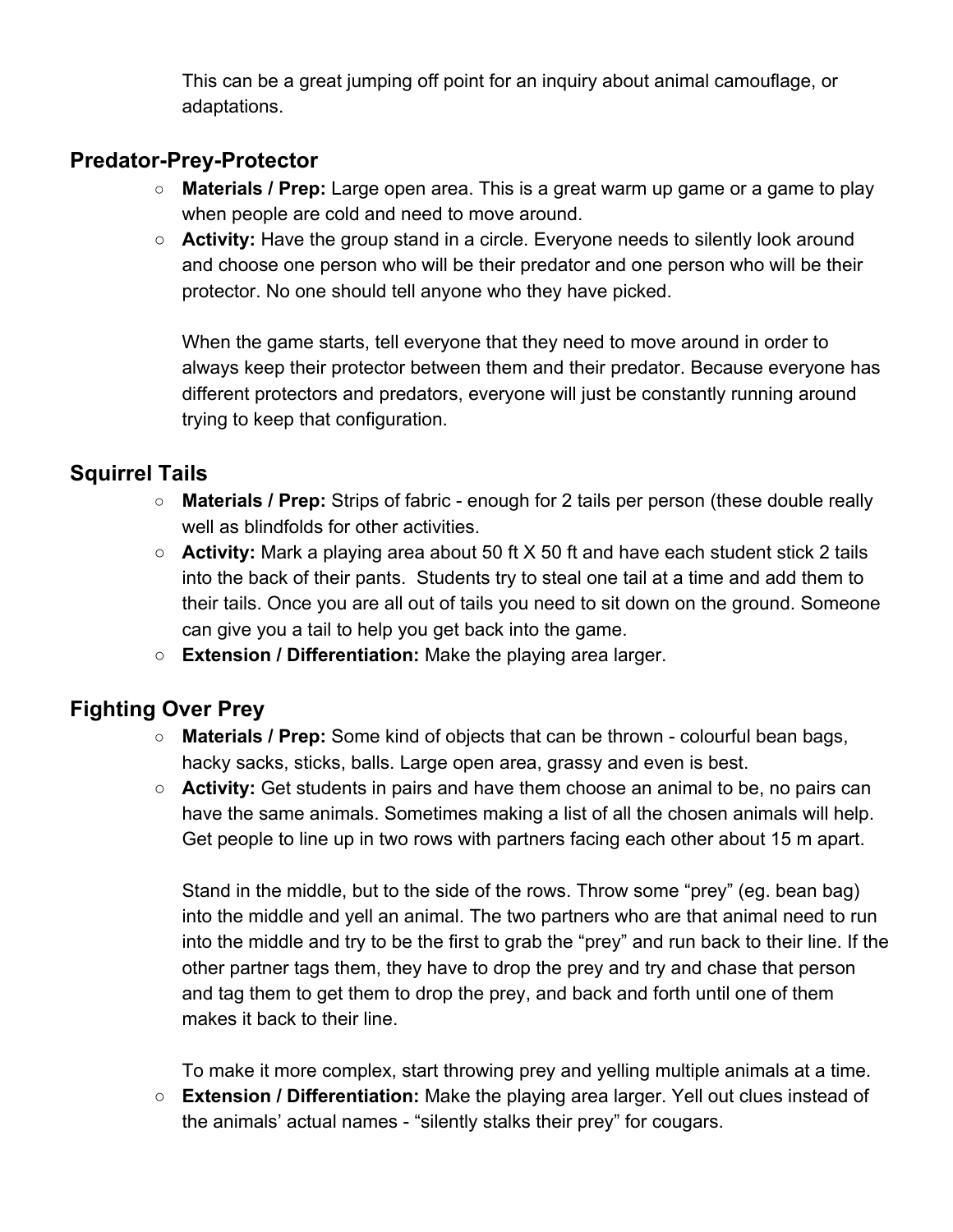This can be a great jumping off point for an inquiry about animal camouflage, or adaptations.

## Predator-Prey-Protector

- **Materials / Prep:** Large open area. This is a great warm up game or a game to play when people are cold and need to move around.
- **Activity:** Have the group stand in a circle. Everyone needs to silently look around and choose one person who will be their predator and one person who will be their protector. No one should tell anyone who they have picked.

  When the game starts, tell everyone that they need to move around in order to always keep their protector between them and their predator. Because everyone has different protectors and predators, everyone will just be constantly running around trying to keep that configuration.

## Squirrel Tails

- **Materials / Prep:** Strips of fabric - enough for 2 tails per person (these double really well as blindfolds for other activities.
- **Activity:** Mark a playing area about 50 ft X 50 ft and have each student stick 2 tails into the back of their pants. Students try to steal one tail at a time and add them to their tails. Once you are all out of tails you need to sit down on the ground. Someone can give you a tail to help you get back into the game.
- **Extension / Differentiation:** Make the playing area larger.

## Fighting Over Prey

- **Materials / Prep:** Some kind of objects that can be thrown - colourful bean bags, hacky sacks, sticks, balls. Large open area, grassy and even is best.
- **Activity:** Get students in pairs and have them choose an animal to be, no pairs can have the same animals. Sometimes making a list of all the chosen animals will help. Get people to line up in two rows with partners facing each other about 15 m apart.

  Stand in the middle, but to the side of the rows. Throw some "prey" (eg. bean bag) into the middle and yell an animal. The two partners who are that animal need to run into the middle and try to be the first to grab the "prey" and run back to their line. If the other partner tags them, they have to drop the prey and try and chase that person and tag them to get them to drop the prey, and back and forth until one of them makes it back to their line.

  To make it more complex, start throwing prey and yelling multiple animals at a time.
- **Extension / Differentiation:** Make the playing area larger. Yell out clues instead of the animals' actual names - "silently stalks their prey" for cougars.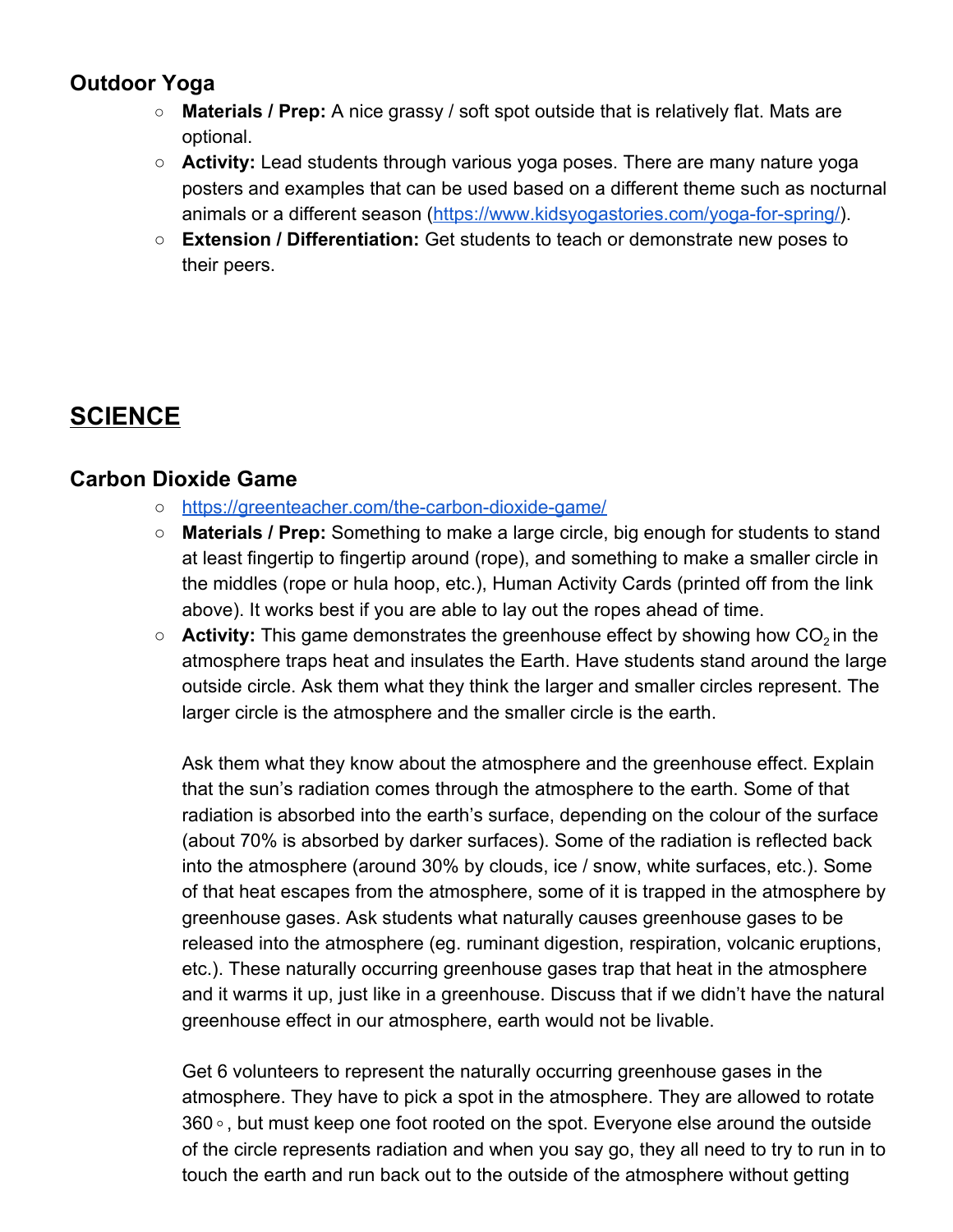### Outdoor Yoga

- **Materials / Prep:** A nice grassy / soft spot outside that is relatively flat. Mats are optional.
- **Activity:** Lead students through various yoga poses. There are many nature yoga posters and examples that can be used based on a different theme such as nocturnal animals or a different season (https://www.kidsyogastories.com/yoga-for-spring/).
- **Extension / Differentiation:** Get students to teach or demonstrate new poses to their peers.

## SCIENCE

### Carbon Dioxide Game

- https://greenteacher.com/the-carbon-dioxide-game/
- **Materials / Prep:** Something to make a large circle, big enough for students to stand at least fingertip to fingertip around (rope), and something to make a smaller circle in the middles (rope or hula hoop, etc.), Human Activity Cards (printed off from the link above). It works best if you are able to lay out the ropes ahead of time.
- **Activity:** This game demonstrates the greenhouse effect by showing how $CO_2$ in the atmosphere traps heat and insulates the Earth. Have students stand around the large outside circle. Ask them what they think the larger and smaller circles represent. The larger circle is the atmosphere and the smaller circle is the earth.

  Ask them what they know about the atmosphere and the greenhouse effect. Explain that the sun's radiation comes through the atmosphere to the earth. Some of that radiation is absorbed into the earth's surface, depending on the colour of the surface (about 70% is absorbed by darker surfaces). Some of the radiation is reflected back into the atmosphere (around 30% by clouds, ice / snow, white surfaces, etc.). Some of that heat escapes from the atmosphere, some of it is trapped in the atmosphere by greenhouse gases. Ask students what naturally causes greenhouse gases to be released into the atmosphere (eg. ruminant digestion, respiration, volcanic eruptions, etc.). These naturally occurring greenhouse gases trap that heat in the atmosphere and it warms it up, just like in a greenhouse. Discuss that if we didn't have the natural greenhouse effect in our atmosphere, earth would not be livable.

  Get 6 volunteers to represent the naturally occurring greenhouse gases in the atmosphere. They have to pick a spot in the atmosphere. They are allowed to rotate 360◦, but must keep one foot rooted on the spot. Everyone else around the outside of the circle represents radiation and when you say go, they all need to try to run in to touch the earth and run back out to the outside of the atmosphere without getting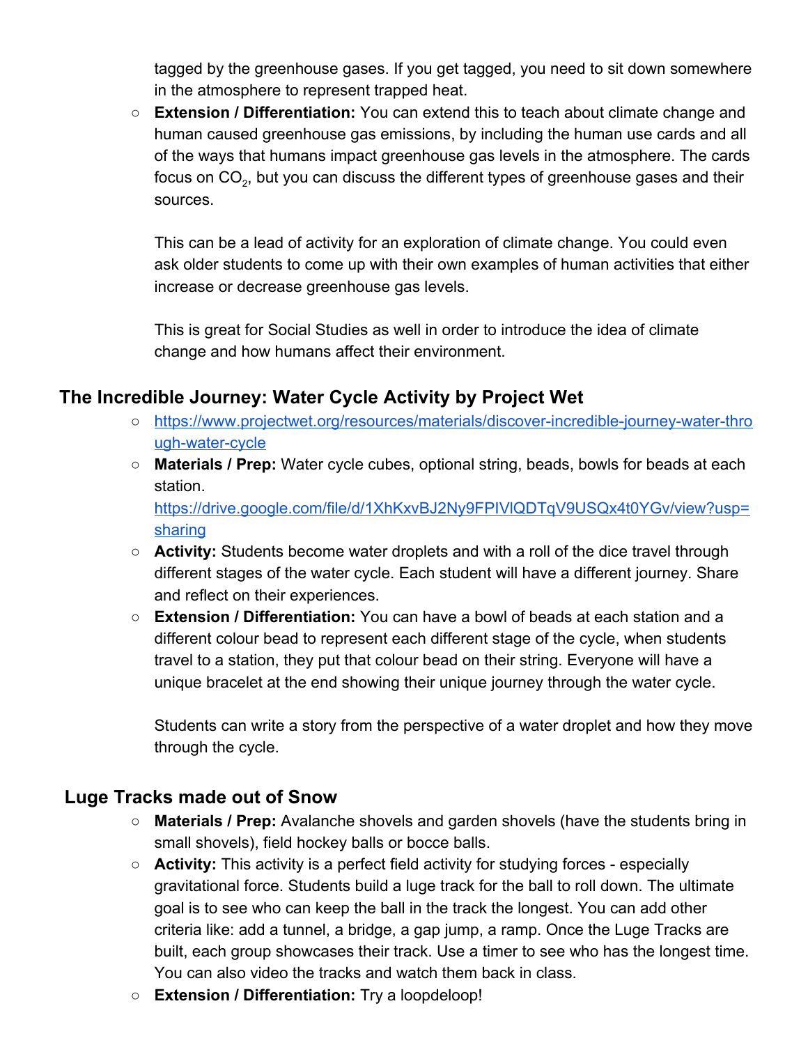tagged by the greenhouse gases. If you get tagged, you need to sit down somewhere in the atmosphere to represent trapped heat.

- **Extension / Differentiation:** You can extend this to teach about climate change and human caused greenhouse gas emissions, by including the human use cards and all of the ways that humans impact greenhouse gas levels in the atmosphere. The cards focus on $CO_2$, but you can discuss the different types of greenhouse gases and their sources.

  This can be a lead of activity for an exploration of climate change. You could even ask older students to come up with their own examples of human activities that either increase or decrease greenhouse gas levels.

  This is great for Social Studies as well in order to introduce the idea of climate change and how humans affect their environment.

## The Incredible Journey: Water Cycle Activity by Project Wet

- https://www.projectwet.org/resources/materials/discover-incredible-journey-water-through-water-cycle
- **Materials / Prep:** Water cycle cubes, optional string, beads, bowls for beads at each station.
  https://drive.google.com/file/d/1XhKxvBJ2Ny9FPIVlQDTqV9USQx4t0YGv/view?usp=sharing
- **Activity:** Students become water droplets and with a roll of the dice travel through different stages of the water cycle. Each student will have a different journey. Share and reflect on their experiences.
- **Extension / Differentiation:** You can have a bowl of beads at each station and a different colour bead to represent each different stage of the cycle, when students travel to a station, they put that colour bead on their string. Everyone will have a unique bracelet at the end showing their unique journey through the water cycle.

  Students can write a story from the perspective of a water droplet and how they move through the cycle.

## Luge Tracks made out of Snow

- **Materials / Prep:** Avalanche shovels and garden shovels (have the students bring in small shovels), field hockey balls or bocce balls.
- **Activity:** This activity is a perfect field activity for studying forces - especially gravitational force. Students build a luge track for the ball to roll down. The ultimate goal is to see who can keep the ball in the track the longest. You can add other criteria like: add a tunnel, a bridge, a gap jump, a ramp. Once the Luge Tracks are built, each group showcases their track. Use a timer to see who has the longest time. You can also video the tracks and watch them back in class.
- **Extension / Differentiation:** Try a loopdeloop!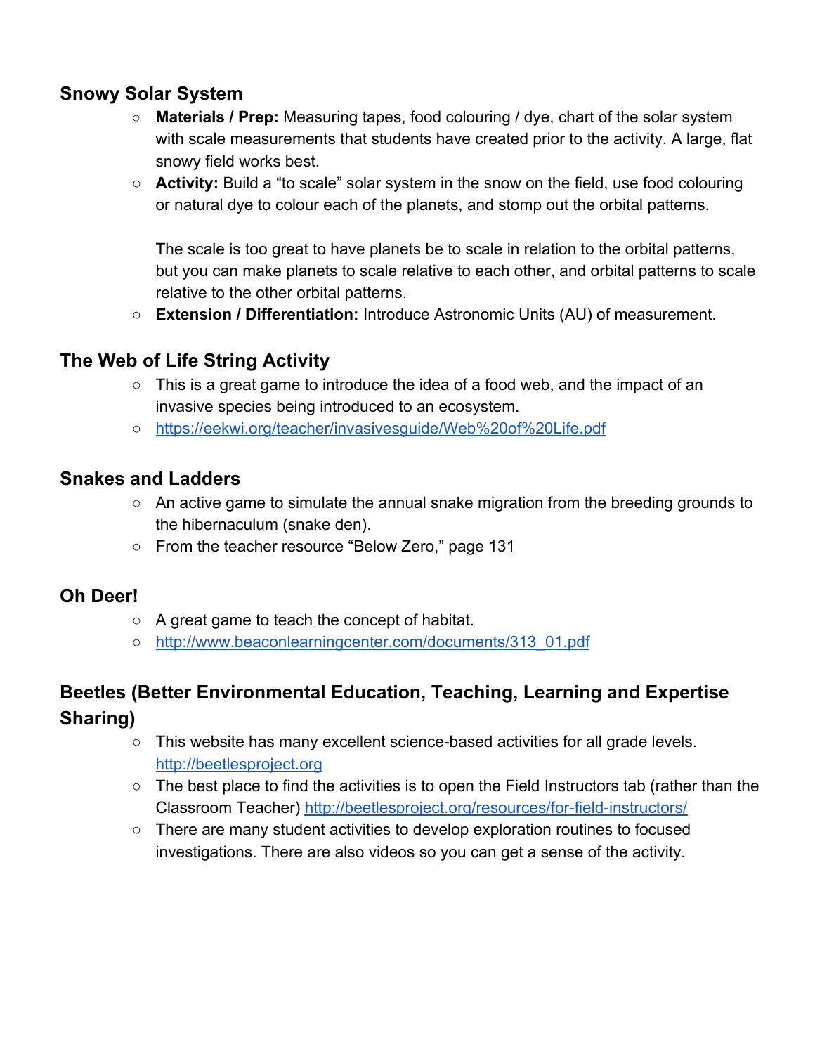## Snowy Solar System

- **Materials / Prep:** Measuring tapes, food colouring / dye, chart of the solar system with scale measurements that students have created prior to the activity. A large, flat snowy field works best.
- **Activity:** Build a "to scale" solar system in the snow on the field, use food colouring or natural dye to colour each of the planets, and stomp out the orbital patterns.

  The scale is too great to have planets be to scale in relation to the orbital patterns, but you can make planets to scale relative to each other, and orbital patterns to scale relative to the other orbital patterns.
- **Extension / Differentiation:** Introduce Astronomic Units (AU) of measurement.

## The Web of Life String Activity

- This is a great game to introduce the idea of a food web, and the impact of an invasive species being introduced to an ecosystem.
- https://eekwi.org/teacher/invasivesguide/Web%20of%20Life.pdf

## Snakes and Ladders

- An active game to simulate the annual snake migration from the breeding grounds to the hibernaculum (snake den).
- From the teacher resource "Below Zero," page 131

## Oh Deer!

- A great game to teach the concept of habitat.
- http://www.beaconlearningcenter.com/documents/313_01.pdf

## Beetles (Better Environmental Education, Teaching, Learning and Expertise Sharing)

- This website has many excellent science-based activities for all grade levels. http://beetlesproject.org
- The best place to find the activities is to open the Field Instructors tab (rather than the Classroom Teacher) http://beetlesproject.org/resources/for-field-instructors/
- There are many student activities to develop exploration routines to focused investigations. There are also videos so you can get a sense of the activity.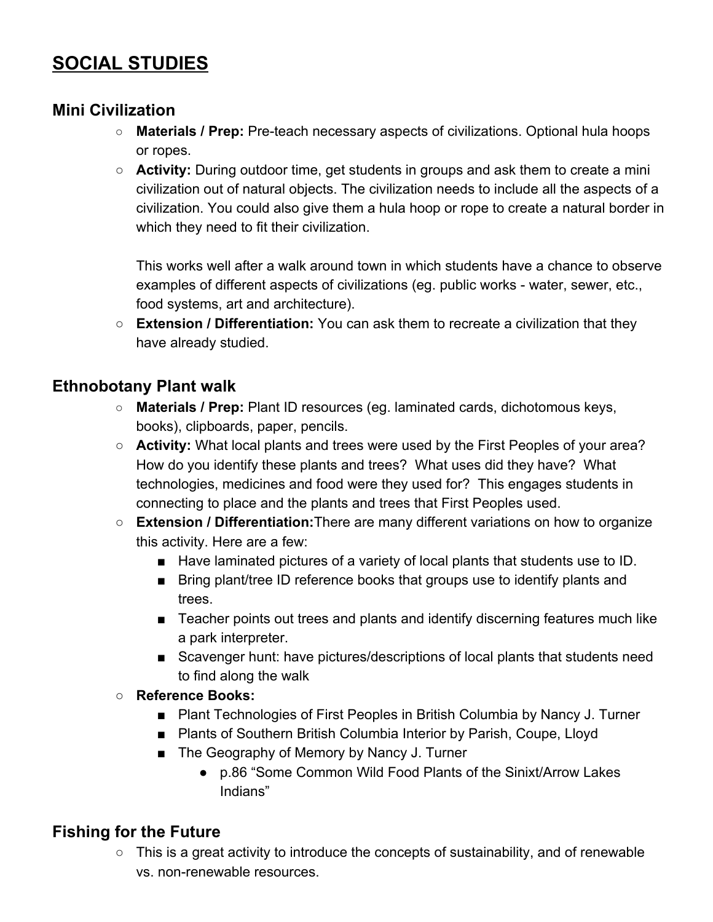# SOCIAL STUDIES

## Mini Civilization

- **Materials / Prep:** Pre-teach necessary aspects of civilizations. Optional hula hoops or ropes.
- **Activity:** During outdoor time, get students in groups and ask them to create a mini civilization out of natural objects. The civilization needs to include all the aspects of a civilization. You could also give them a hula hoop or rope to create a natural border in which they need to fit their civilization.

  This works well after a walk around town in which students have a chance to observe examples of different aspects of civilizations (eg. public works - water, sewer, etc., food systems, art and architecture).
- **Extension / Differentiation:** You can ask them to recreate a civilization that they have already studied.

## Ethnobotany Plant walk

- **Materials / Prep:** Plant ID resources (eg. laminated cards, dichotomous keys, books), clipboards, paper, pencils.
- **Activity:** What local plants and trees were used by the First Peoples of your area? How do you identify these plants and trees? What uses did they have? What technologies, medicines and food were they used for? This engages students in connecting to place and the plants and trees that First Peoples used.
- **Extension / Differentiation:** There are many different variations on how to organize this activity. Here are a few:
  - Have laminated pictures of a variety of local plants that students use to ID.
  - Bring plant/tree ID reference books that groups use to identify plants and trees.
  - Teacher points out trees and plants and identify discerning features much like a park interpreter.
  - Scavenger hunt: have pictures/descriptions of local plants that students need to find along the walk
- **Reference Books:**
  - Plant Technologies of First Peoples in British Columbia by Nancy J. Turner
  - Plants of Southern British Columbia Interior by Parish, Coupe, Lloyd
  - The Geography of Memory by Nancy J. Turner
    - p.86 "Some Common Wild Food Plants of the Sinixt/Arrow Lakes Indians"

## Fishing for the Future

- This is a great activity to introduce the concepts of sustainability, and of renewable vs. non-renewable resources.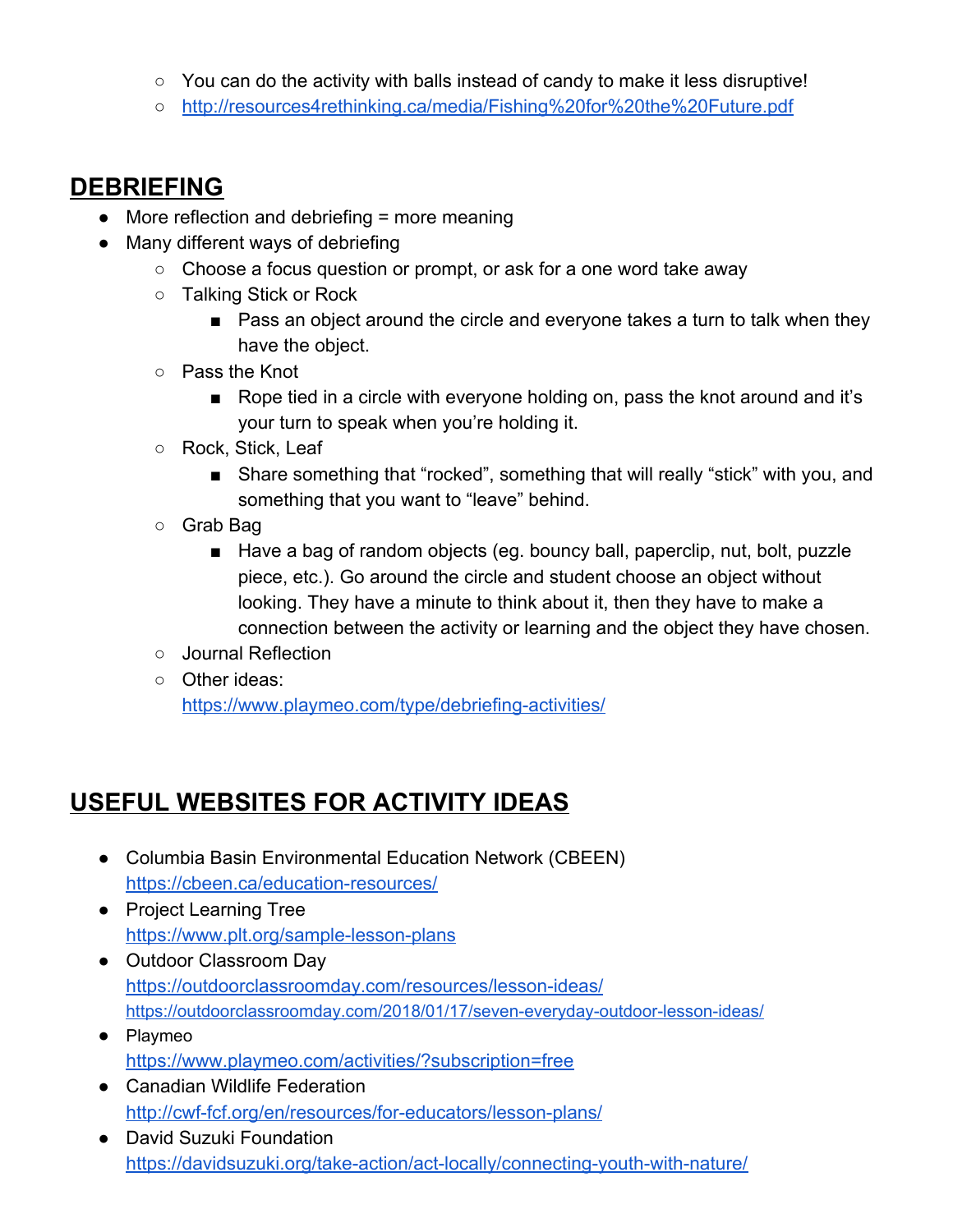- You can do the activity with balls instead of candy to make it less disruptive!
- http://resources4rethinking.ca/media/Fishing%20for%20the%20Future.pdf

## DEBRIEFING

- More reflection and debriefing = more meaning
- Many different ways of debriefing
  - Choose a focus question or prompt, or ask for a one word take away
  - Talking Stick or Rock
    - Pass an object around the circle and everyone takes a turn to talk when they have the object.
  - Pass the Knot
    - Rope tied in a circle with everyone holding on, pass the knot around and it's your turn to speak when you're holding it.
  - Rock, Stick, Leaf
    - Share something that "rocked", something that will really "stick" with you, and something that you want to "leave" behind.
  - Grab Bag
    - Have a bag of random objects (eg. bouncy ball, paperclip, nut, bolt, puzzle piece, etc.). Go around the circle and student choose an object without looking. They have a minute to think about it, then they have to make a connection between the activity or learning and the object they have chosen.
  - Journal Reflection
  - Other ideas: https://www.playmeo.com/type/debriefing-activities/

## USEFUL WEBSITES FOR ACTIVITY IDEAS

- Columbia Basin Environmental Education Network (CBEEN)
  https://cbeen.ca/education-resources/
- Project Learning Tree
  https://www.plt.org/sample-lesson-plans
- Outdoor Classroom Day
  https://outdoorclassroomday.com/resources/lesson-ideas/
  https://outdoorclassroomday.com/2018/01/17/seven-everyday-outdoor-lesson-ideas/
- Playmeo
  https://www.playmeo.com/activities/?subscription=free
- Canadian Wildlife Federation
  http://cwf-fcf.org/en/resources/for-educators/lesson-plans/
- David Suzuki Foundation
  https://davidsuzuki.org/take-action/act-locally/connecting-youth-with-nature/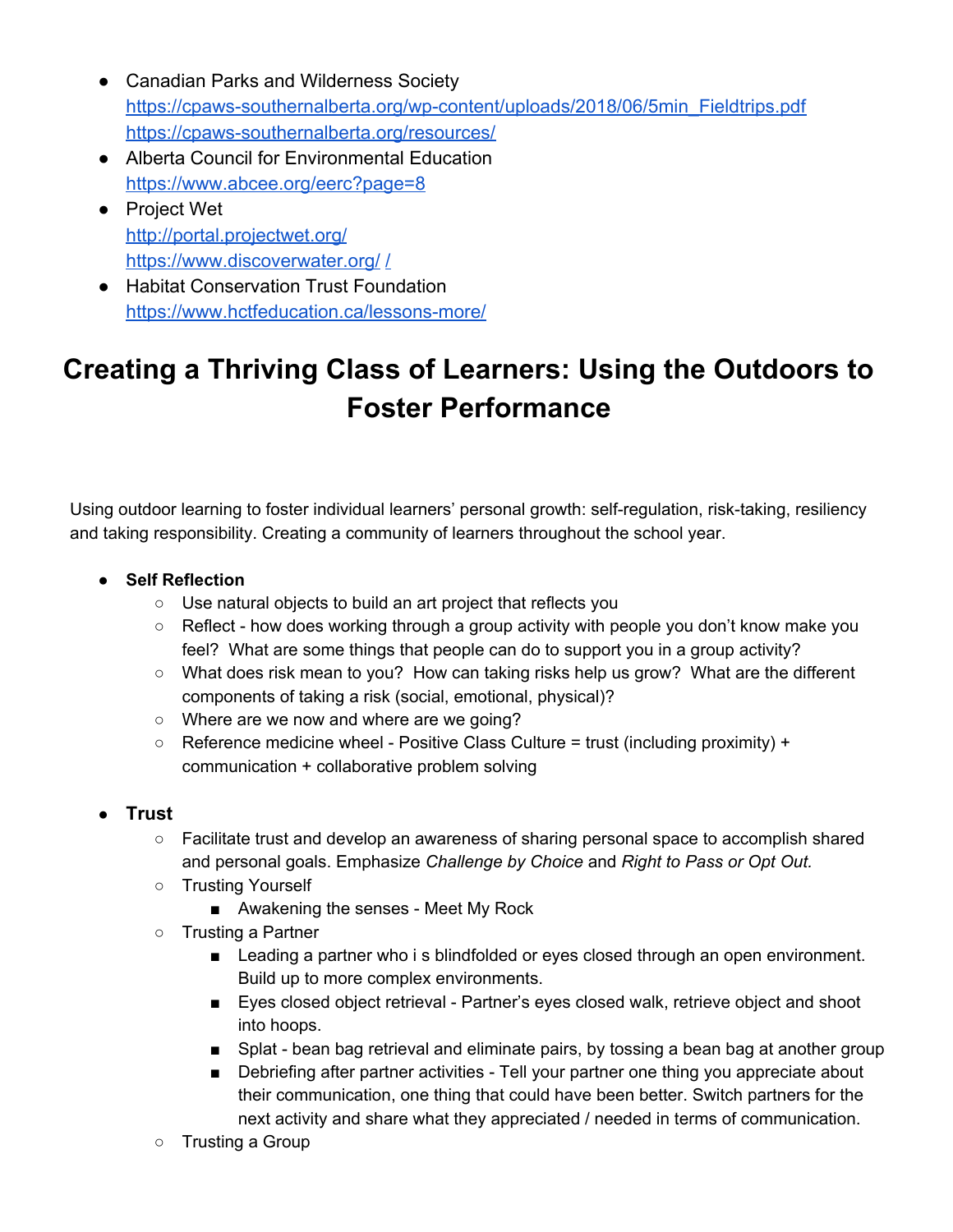- Canadian Parks and Wilderness Society
  https://cpaws-southernalberta.org/wp-content/uploads/2018/06/5min_Fieldtrips.pdf
  https://cpaws-southernalberta.org/resources/
- Alberta Council for Environmental Education
  https://www.abcee.org/eerc?page=8
- Project Wet
  http://portal.projectwet.org/
  https://www.discoverwater.org/ /
- Habitat Conservation Trust Foundation
  https://www.hctfeducation.ca/lessons-more/

# Creating a Thriving Class of Learners: Using the Outdoors to Foster Performance

Using outdoor learning to foster individual learners' personal growth: self-regulation, risk-taking, resiliency and taking responsibility. Creating a community of learners throughout the school year.

- **Self Reflection**
  - Use natural objects to build an art project that reflects you
  - Reflect - how does working through a group activity with people you don't know make you feel? What are some things that people can do to support you in a group activity?
  - What does risk mean to you? How can taking risks help us grow? What are the different components of taking a risk (social, emotional, physical)?
  - Where are we now and where are we going?
  - Reference medicine wheel - Positive Class Culture = trust (including proximity) + communication + collaborative problem solving

- **Trust**
  - Facilitate trust and develop an awareness of sharing personal space to accomplish shared and personal goals. Emphasize *Challenge by Choice* and *Right to Pass or Opt Out.*
  - Trusting Yourself
    - Awakening the senses - Meet My Rock
  - Trusting a Partner
    - Leading a partner who i s blindfolded or eyes closed through an open environment. Build up to more complex environments.
    - Eyes closed object retrieval - Partner's eyes closed walk, retrieve object and shoot into hoops.
    - Splat - bean bag retrieval and eliminate pairs, by tossing a bean bag at another group
    - Debriefing after partner activities - Tell your partner one thing you appreciate about their communication, one thing that could have been better. Switch partners for the next activity and share what they appreciated / needed in terms of communication.
  - Trusting a Group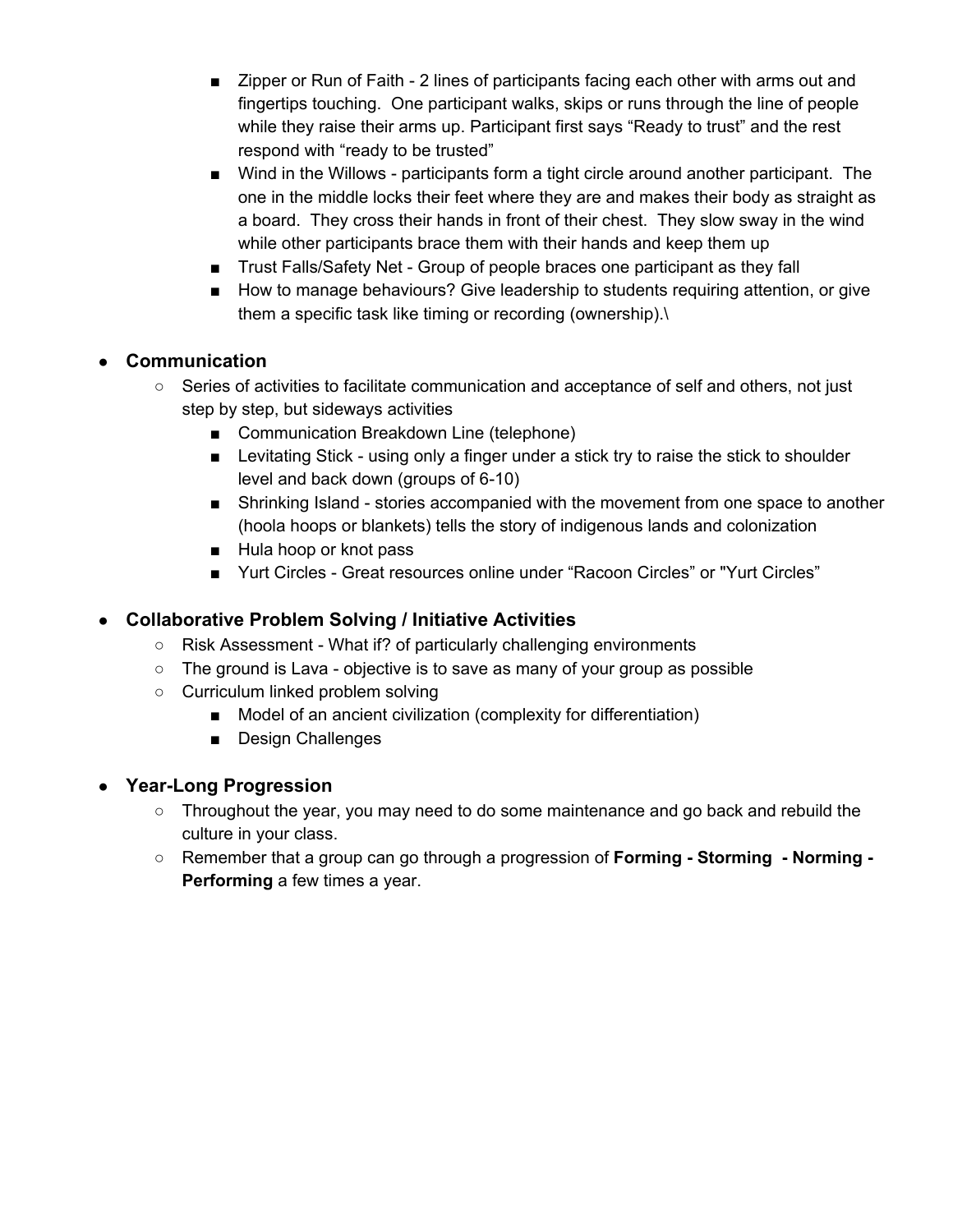- Zipper or Run of Faith - 2 lines of participants facing each other with arms out and fingertips touching. One participant walks, skips or runs through the line of people while they raise their arms up. Participant first says “Ready to trust” and the rest respond with “ready to be trusted”
        - Wind in the Willows - participants form a tight circle around another participant. The one in the middle locks their feet where they are and makes their body as straight as a board. They cross their hands in front of their chest. They slow sway in the wind while other participants brace them with their hands and keep them up
        - Trust Falls/Safety Net - Group of people braces one participant as they fall
        - How to manage behaviours? Give leadership to students requiring attention, or give them a specific task like timing or recording (ownership).\

- **Communication**
    - Series of activities to facilitate communication and acceptance of self and others, not just step by step, but sideways activities
        - Communication Breakdown Line (telephone)
        - Levitating Stick - using only a finger under a stick try to raise the stick to shoulder level and back down (groups of 6-10)
        - Shrinking Island - stories accompanied with the movement from one space to another (hoola hoops or blankets) tells the story of indigenous lands and colonization
        - Hula hoop or knot pass
        - Yurt Circles - Great resources online under “Racoon Circles” or "Yurt Circles”

- **Collaborative Problem Solving / Initiative Activities**
    - Risk Assessment - What if? of particularly challenging environments
    - The ground is Lava - objective is to save as many of your group as possible
    - Curriculum linked problem solving
        - Model of an ancient civilization (complexity for differentiation)
        - Design Challenges

- **Year-Long Progression**
    - Throughout the year, you may need to do some maintenance and go back and rebuild the culture in your class.
    - Remember that a group can go through a progression of **Forming - Storming - Norming - Performing** a few times a year.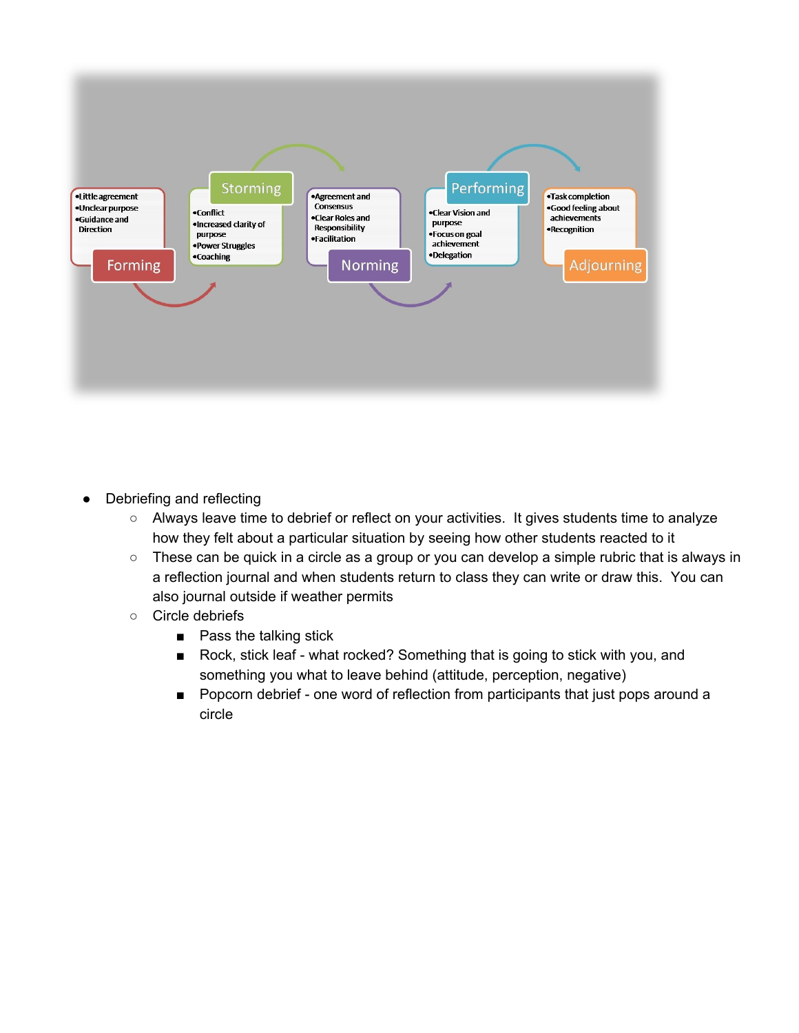Forming
- Little agreement
- Unclear purpose
- Guidance and Direction

Storming
- Conflict
- Increased clarity of purpose
- Power Struggles
- Coaching

Norming
- Agreement and Consensus
- Clear Roles and Responsibility
- Facilitation

Performing
- Clear Vision and purpose
- Focus on goal achievement
- Delegation

Adjourning
- Task completion
- Good feeling about achievements
- Recognition

- Debriefing and reflecting
  - Always leave time to debrief or reflect on your activities. It gives students time to analyze how they felt about a particular situation by seeing how other students reacted to it
  - These can be quick in a circle as a group or you can develop a simple rubric that is always in a reflection journal and when students return to class they can write or draw this. You can also journal outside if weather permits
  - Circle debriefs
    - Pass the talking stick
    - Rock, stick leaf - what rocked? Something that is going to stick with you, and something you what to leave behind (attitude, perception, negative)
    - Popcorn debrief - one word of reflection from participants that just pops around a circle